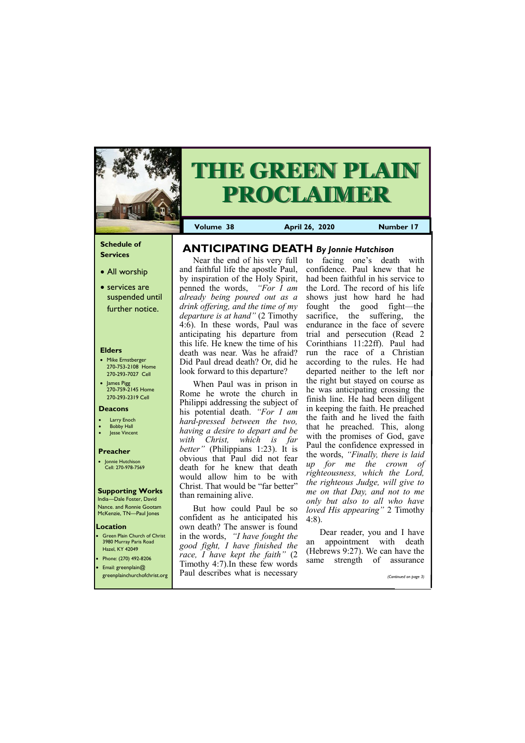# THE GREEN PLAIN PROCLAIMER

**Volume 38** | **April 26, 2020** | **Number 17**

### Schedule of Services

- All worship
- services are suspended until further notice.

### Elders

- Mike Ernstberger 270-753-2108 Home 270-293-7027 Cell
- James Pigg 270-759-2145 Home 270-293-2319 Cell

### Deacons

- Larry Enoch
- Bobby Hall
- Jesse Vincent

### Preacher

- Jonnie Hutchison Cell: 270-978-7569

### Supporting Works

India—Dale Foster, David Nance. and Ronnie Gootam McKenzie, TN—Paul Jones

### Location

- Green Plain Church of Christ 3980 Murray Paris Road Hazel, KY 42049
- Phone: (270) 492-8206
- Email: greenplain@ greenplainchurchofchrist.org

## ANTICIPATING DEATH *By Jonnie Hutchison*

Near the end of his very full and faithful life the apostle Paul, by inspiration of the Holy Spirit, penned the words, *"For I am already being poured out as a drink offering, and the time of my departure is at hand"* (2 Timothy 4:6). In these words, Paul was anticipating his departure from this life. He knew the time of his death was near. Was he afraid? Did Paul dread death? Or, did he look forward to this departure?

When Paul was in prison in Rome he wrote the church in Philippi addressing the subject of his potential death. *"For I am hard-pressed between the two, having a desire to depart and be with Christ, which is far better"* (Philippians 1:23). It is obvious that Paul did not fear death for he knew that death would allow him to be with Christ. That would be "far better" than remaining alive.

But how could Paul be so confident as he anticipated his own death? The answer is found in the words, *"I have fought the good fight, I have finished the race, I have kept the faith"* (2 Timothy 4:7).In these few words Paul describes what is necessary to facing one's death with confidence. Paul knew that he had been faithful in his service to the Lord. The record of his life shows just how hard he had fought the good fight—the sacrifice, the suffering, the endurance in the face of severe trial and persecution (Read 2 Corinthians 11:22ff). Paul had run the race of a Christian according to the rules. He had departed neither to the left nor the right but stayed on course as he was anticipating crossing the finish line. He had been diligent in keeping the faith. He preached the faith and he lived the faith that he preached. This, along with the promises of God, gave Paul the confidence expressed in the words, *"Finally, there is laid up for me the crown of righteousness, which the Lord, the righteous Judge, will give to me on that Day, and not to me only but also to all who have loved His appearing"* 2 Timothy 4:8).

Dear reader, you and I have an appointment with death (Hebrews 9:27). We can have the same strength of assurance

*(Continued on page 3)*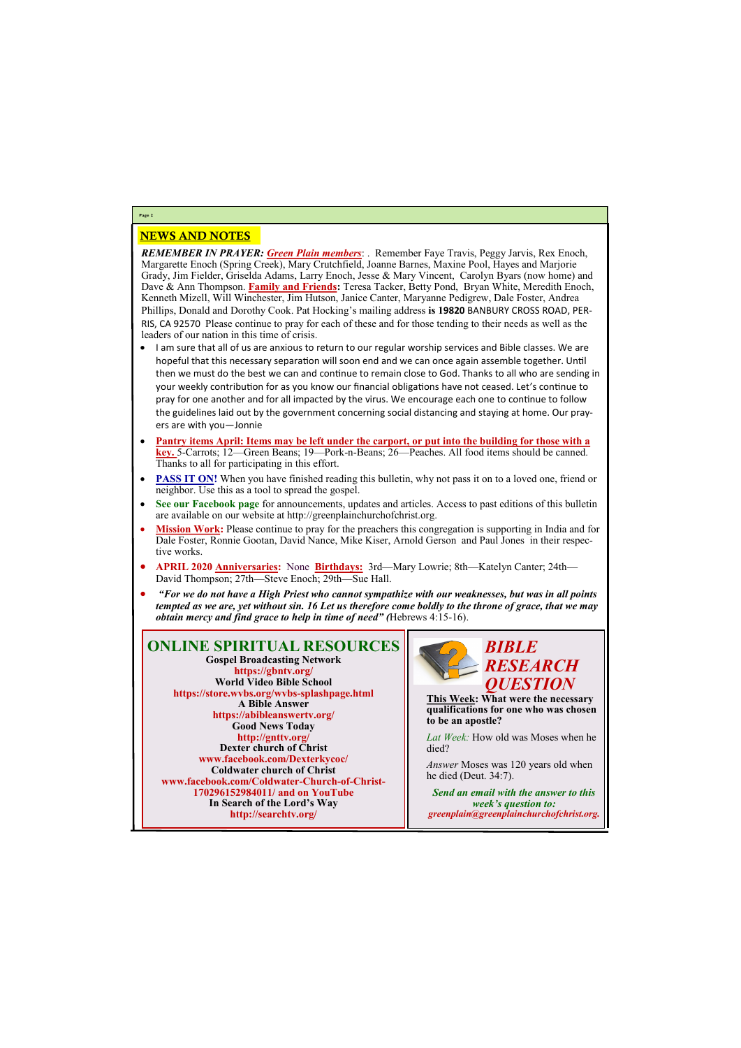## NEWS AND NOTES

***REMEMBER IN PRAYER:*** ***Green Plain members***: . Remember Faye Travis, Peggy Jarvis, Rex Enoch, Margarette Enoch (Spring Creek), Mary Crutchfield, Joanne Barnes, Maxine Pool, Hayes and Marjorie Grady, Jim Fielder, Griselda Adams, Larry Enoch, Jesse & Mary Vincent, Carolyn Byars (now home) and Dave & Ann Thompson. **Family and Friends:** Teresa Tacker, Betty Pond, Bryan White, Meredith Enoch, Kenneth Mizell, Will Winchester, Jim Hutson, Janice Canter, Maryanne Pedigrew, Dale Foster, Andrea Phillips, Donald and Dorothy Cook. Pat Hocking's mailing address **is 19820** BANBURY CROSS ROAD, PERRIS, CA 92570 Please continue to pray for each of these and for those tending to their needs as well as the leaders of our nation in this time of crisis.

- I am sure that all of us are anxious to return to our regular worship services and Bible classes. We are hopeful that this necessary separation will soon end and we can once again assemble together. Until then we must do the best we can and continue to remain close to God. Thanks to all who are sending in your weekly contribution for as you know our financial obligations have not ceased. Let's continue to pray for one another and for all impacted by the virus. We encourage each one to continue to follow the guidelines laid out by the government concerning social distancing and staying at home. Our prayers are with you—Jonnie
- **Pantry items April: Items may be left under the carport, or put into the building for those with a key.** 5-Carrots; 12—Green Beans; 19—Pork-n-Beans; 26—Peaches. All food items should be canned. Thanks to all for participating in this effort.
- **PASS IT ON!** When you have finished reading this bulletin, why not pass it on to a loved one, friend or neighbor. Use this as a tool to spread the gospel.
- **See our Facebook page** for announcements, updates and articles. Access to past editions of this bulletin are available on our website at http://greenplainchurchofchrist.org.
- **Mission Work:** Please continue to pray for the preachers this congregation is supporting in India and for Dale Foster, Ronnie Gootan, David Nance, Mike Kiser, Arnold Gerson and Paul Jones in their respective works.
- **APRIL 2020 Anniversaries:** None **Birthdays:** 3rd—Mary Lowrie; 8th—Katelyn Canter; 24th—David Thompson; 27th—Steve Enoch; 29th—Sue Hall.
- ***"For we do not have a High Priest who cannot sympathize with our weaknesses, but was in all points tempted as we are, yet without sin. 16 Let us therefore come boldly to the throne of grace, that we may obtain mercy and find grace to help in time of need" (***Hebrews 4:15-16).

## ONLINE SPIRITUAL RESOURCES

**Gospel Broadcasting Network**
**https://gbntv.org/**
**World Video Bible School**
**https://store.wvbs.org/wvbs-splashpage.html**
**A Bible Answer**
**https://abibleanswertv.org/**
**Good News Today**
**http://gnttv.org/**
**Dexter church of Christ**
**www.facebook.com/Dexterkycoc/**
**Coldwater church of Christ**
**www.facebook.com/Coldwater-Church-of-Christ-170296152984011/ and on YouTube**
**In Search of the Lord's Way**
**http://searchtv.org/**

## *BIBLE RESEARCH QUESTION*

**This Week: What were the necessary qualifications for one who was chosen to be an apostle?**

*Lat Week:* How old was Moses when he died?

*Answer* Moses was 120 years old when he died (Deut. 34:7).

***Send an email with the answer to this week's question to: greenplain@greenplainchurchofchrist.org.***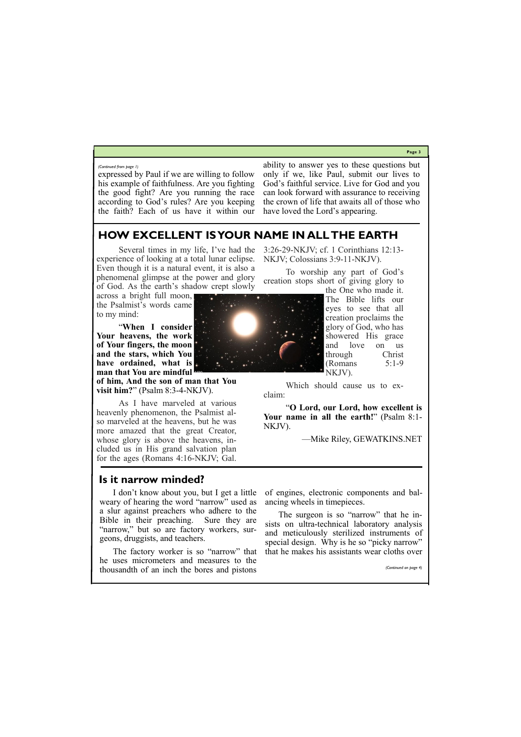*(Continued from page 1)*

expressed by Paul if we are willing to follow his example of faithfulness. Are you fighting the good fight? Are you running the race according to God's rules? Are you keeping the faith? Each of us have it within our ability to answer yes to these questions but only if we, like Paul, submit our lives to God's faithful service. Live for God and you can look forward with assurance to receiving the crown of life that awaits all of those who have loved the Lord's appearing.

## HOW EXCELLENT IS YOUR NAME IN ALL THE EARTH

Several times in my life, I've had the experience of looking at a total lunar eclipse. Even though it is a natural event, it is also a phenomenal glimpse at the power and glory of God. As the earth's shadow crept slowly across a bright full moon, the Psalmist's words came to my mind:

"**When I consider Your heavens, the work of Your fingers, the moon and the stars, which You have ordained, what is man that You are mindful of him, And the son of man that You visit him?**" (Psalm 8:3-4-NKJV).

As I have marveled at various heavenly phenomenon, the Psalmist also marveled at the heavens, but he was more amazed that the great Creator, whose glory is above the heavens, included us in His grand salvation plan for the ages (Romans 4:16-NKJV; Gal. 3:26-29-NKJV; cf. 1 Corinthians 12:13-NKJV; Colossians 3:9-11-NKJV).

To worship any part of God's creation stops short of giving glory to the One who made it. The Bible lifts our eyes to see that all creation proclaims the glory of God, who has showered His grace and love on us through Christ (Romans 5:1-9 NKJV).

Which should cause us to exclaim:

"**O Lord, our Lord, how excellent is Your name in all the earth!**" (Psalm 8:1-NKJV).

—Mike Riley, GEWATKINS.NET

## Is it narrow minded?

I don't know about you, but I get a little weary of hearing the word "narrow" used as a slur against preachers who adhere to the Bible in their preaching. Sure they are "narrow," but so are factory workers, surgeons, druggists, and teachers.

The factory worker is so "narrow" that he uses micrometers and measures to the thousandth of an inch the bores and pistons of engines, electronic components and balancing wheels in timepieces.

The surgeon is so "narrow" that he insists on ultra-technical laboratory analysis and meticulously sterilized instruments of special design. Why is he so "picky narrow" that he makes his assistants wear cloths over

*(Continued on page 4)*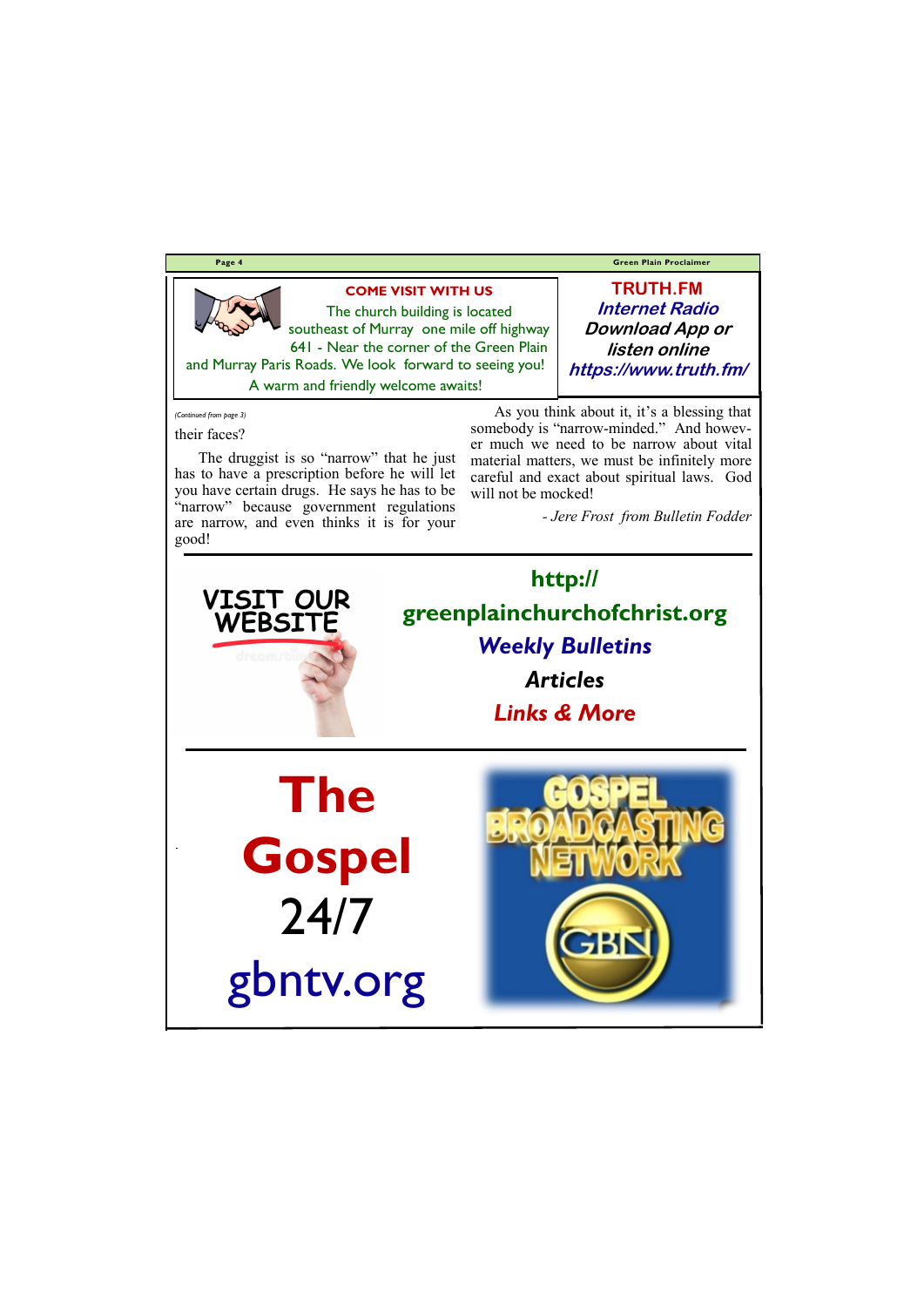## COME VISIT WITH US

The church building is located southeast of Murray one mile off highway 641 - Near the corner of the Green Plain and Murray Paris Roads. We look forward to seeing you!

A warm and friendly welcome awaits!

## TRUTH.FM

*Internet Radio*

***Download App or listen online***

***https://www.truth.fm/***

*(Continued from page 3)*

their faces?

The druggist is so "narrow" that he just has to have a prescription before he will let you have certain drugs. He says he has to be "narrow" because government regulations are narrow, and even thinks it is for your good!

As you think about it, it's a blessing that somebody is "narrow-minded." And however much we need to be narrow about vital material matters, we must be infinitely more careful and exact about spiritual laws. God will not be mocked!

*- Jere Frost from Bulletin Fodder*

---

VISIT OUR WEBSITE

**http://greenplainchurchofchrist.org**

***Weekly Bulletins***

***Articles***

***Links & More***

---

# The Gospel 24/7

gbntv.org

GOSPEL BROADCASTING NETWORK

GBN